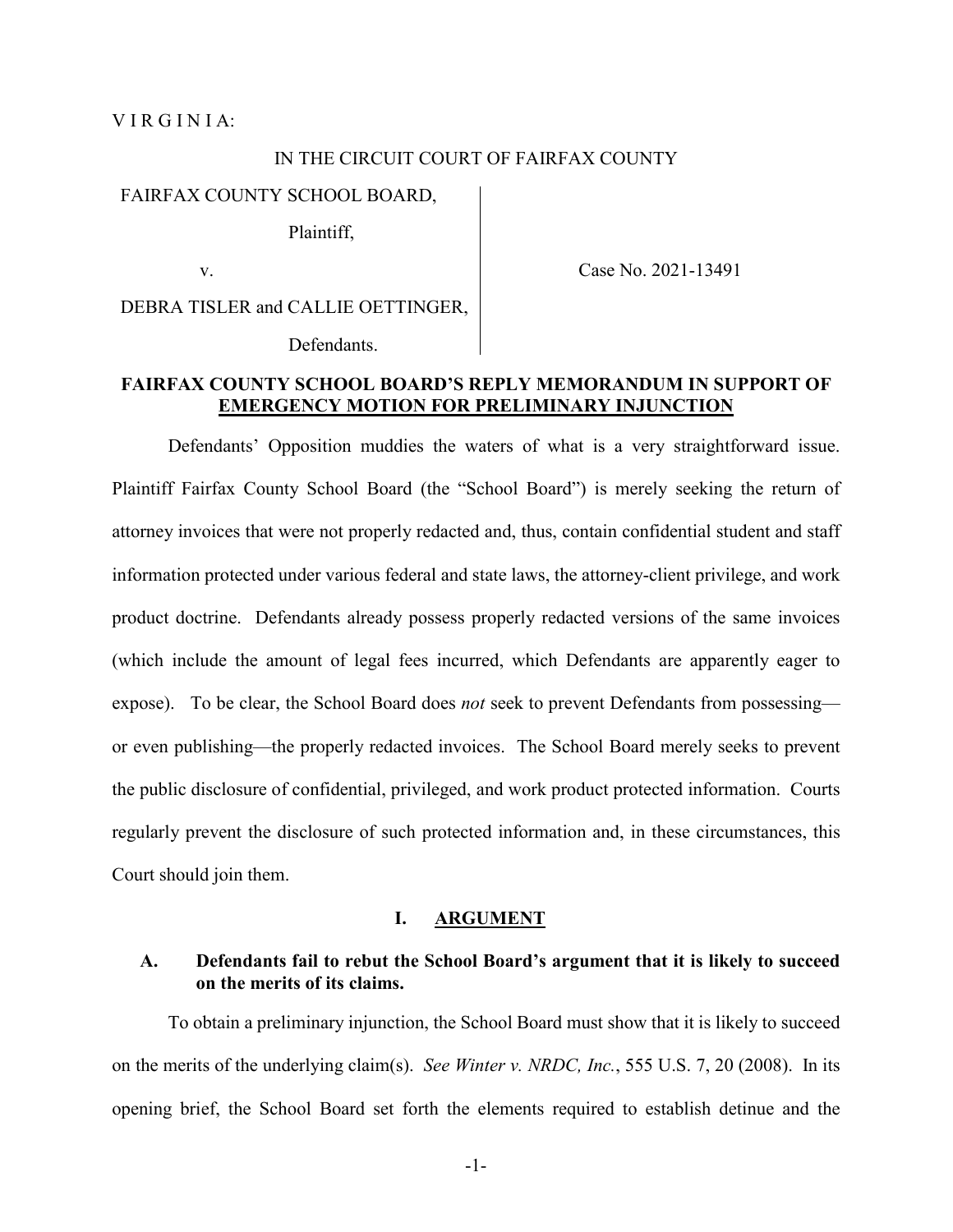V I R G I N I A:

IN THE CIRCUIT COURT OF FAIRFAX COUNTY

| | |
|---|---|
| FAIRFAX COUNTY SCHOOL BOARD,<br><br>Plaintiff,<br><br>v.<br><br>DEBRA TISLER and CALLIE OETTINGER,<br><br>Defendants. | Case No. 2021-13491 |

**FAIRFAX COUNTY SCHOOL BOARD'S REPLY MEMORANDUM IN SUPPORT OF EMERGENCY MOTION FOR PRELIMINARY INJUNCTION**

Defendants' Opposition muddies the waters of what is a very straightforward issue. Plaintiff Fairfax County School Board (the "School Board") is merely seeking the return of attorney invoices that were not properly redacted and, thus, contain confidential student and staff information protected under various federal and state laws, the attorney-client privilege, and work product doctrine. Defendants already possess properly redacted versions of the same invoices (which include the amount of legal fees incurred, which Defendants are apparently eager to expose). To be clear, the School Board does *not* seek to prevent Defendants from possessing—or even publishing—the properly redacted invoices. The School Board merely seeks to prevent the public disclosure of confidential, privileged, and work product protected information. Courts regularly prevent the disclosure of such protected information and, in these circumstances, this Court should join them.

## I. ARGUMENT

### A. Defendants fail to rebut the School Board's argument that it is likely to succeed on the merits of its claims.

To obtain a preliminary injunction, the School Board must show that it is likely to succeed on the merits of the underlying claim(s). *See Winter v. NRDC, Inc.*, 555 U.S. 7, 20 (2008). In its opening brief, the School Board set forth the elements required to establish detinue and the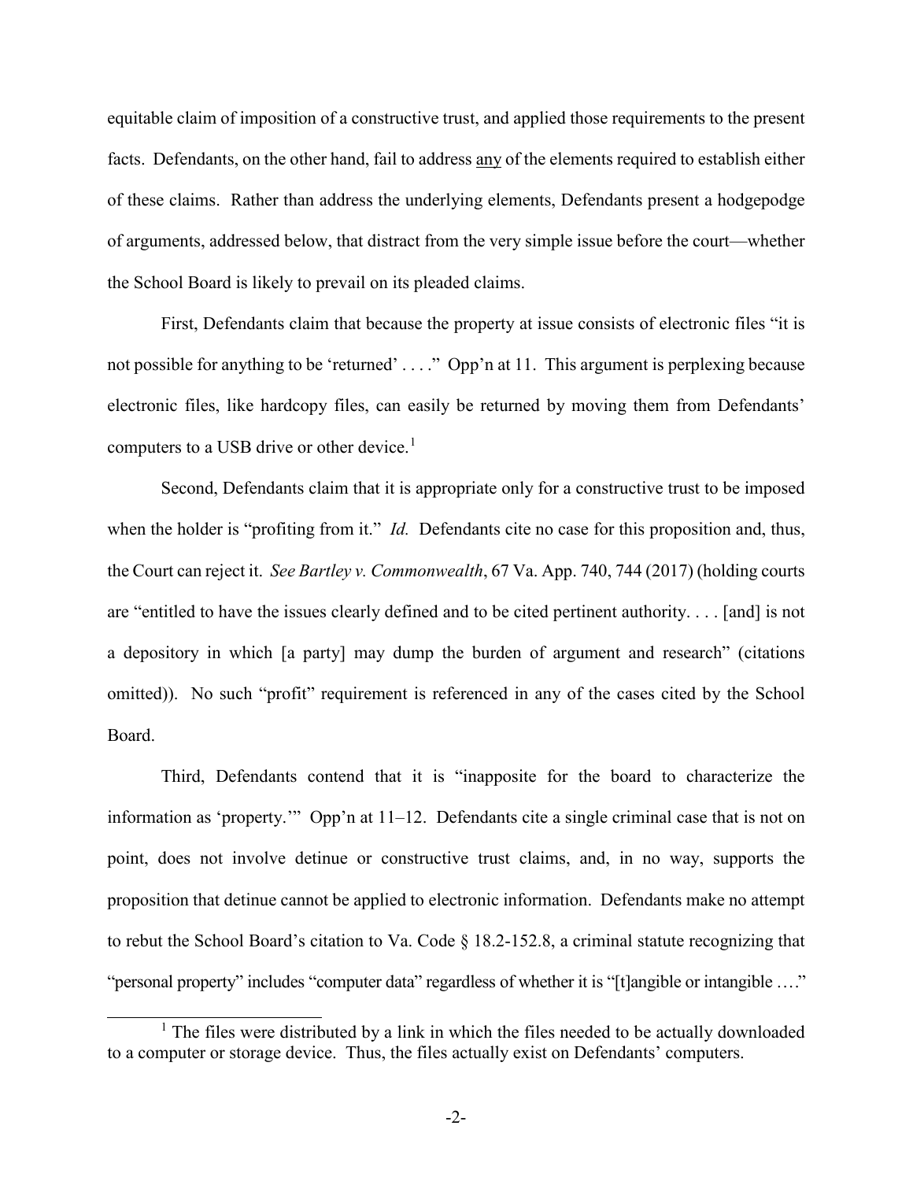equitable claim of imposition of a constructive trust, and applied those requirements to the present facts. Defendants, on the other hand, fail to address any of the elements required to establish either of these claims. Rather than address the underlying elements, Defendants present a hodgepodge of arguments, addressed below, that distract from the very simple issue before the court—whether the School Board is likely to prevail on its pleaded claims.

First, Defendants claim that because the property at issue consists of electronic files "it is not possible for anything to be 'returned' . . . ." Opp'n at 11. This argument is perplexing because electronic files, like hardcopy files, can easily be returned by moving them from Defendants' computers to a USB drive or other device.[1]

Second, Defendants claim that it is appropriate only for a constructive trust to be imposed when the holder is "profiting from it." *Id.* Defendants cite no case for this proposition and, thus, the Court can reject it. *See Bartley v. Commonwealth*, 67 Va. App. 740, 744 (2017) (holding courts are "entitled to have the issues clearly defined and to be cited pertinent authority. . . . [and] is not a depository in which [a party] may dump the burden of argument and research" (citations omitted)). No such "profit" requirement is referenced in any of the cases cited by the School Board.

Third, Defendants contend that it is "inapposite for the board to characterize the information as 'property.'" Opp'n at 11–12. Defendants cite a single criminal case that is not on point, does not involve detinue or constructive trust claims, and, in no way, supports the proposition that detinue cannot be applied to electronic information. Defendants make no attempt to rebut the School Board's citation to Va. Code § 18.2-152.8, a criminal statute recognizing that "personal property" includes "computer data" regardless of whether it is "[t]angible or intangible …."

[1] The files were distributed by a link in which the files needed to be actually downloaded to a computer or storage device. Thus, the files actually exist on Defendants' computers.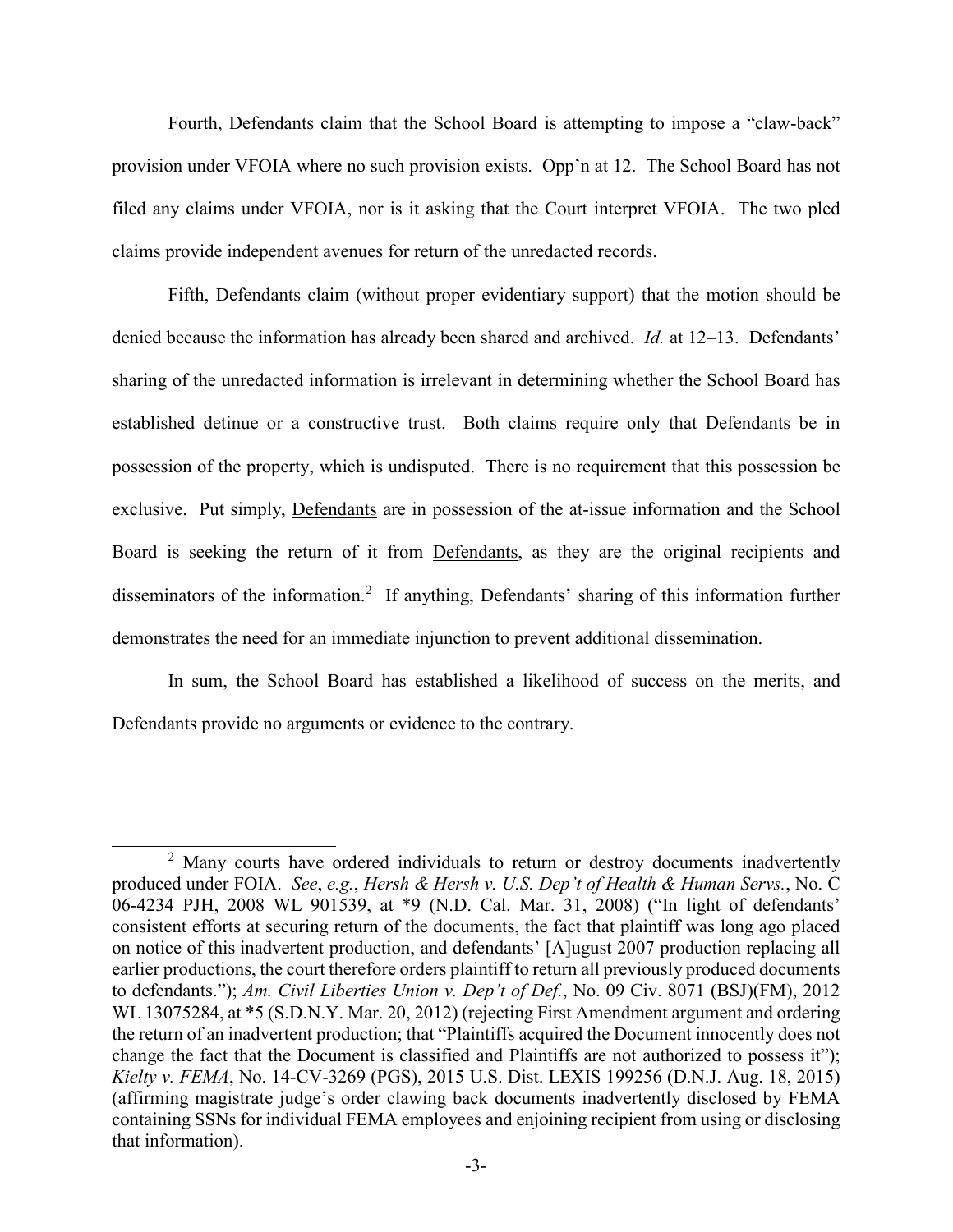Fourth, Defendants claim that the School Board is attempting to impose a "claw-back" provision under VFOIA where no such provision exists. Opp'n at 12. The School Board has not filed any claims under VFOIA, nor is it asking that the Court interpret VFOIA. The two pled claims provide independent avenues for return of the unredacted records.

Fifth, Defendants claim (without proper evidentiary support) that the motion should be denied because the information has already been shared and archived. *Id.* at 12–13. Defendants' sharing of the unredacted information is irrelevant in determining whether the School Board has established detinue or a constructive trust. Both claims require only that Defendants be in possession of the property, which is undisputed. There is no requirement that this possession be exclusive. Put simply, <u>Defendants</u> are in possession of the at-issue information and the School Board is seeking the return of it from <u>Defendants</u>, as they are the original recipients and disseminators of the information.[2] If anything, Defendants' sharing of this information further demonstrates the need for an immediate injunction to prevent additional dissemination.

In sum, the School Board has established a likelihood of success on the merits, and Defendants provide no arguments or evidence to the contrary.

---

[2] Many courts have ordered individuals to return or destroy documents inadvertently produced under FOIA. *See*, *e.g.*, *Hersh & Hersh v. U.S. Dep't of Health & Human Servs.*, No. C 06-4234 PJH, 2008 WL 901539, at *9 (N.D. Cal. Mar. 31, 2008) ("In light of defendants' consistent efforts at securing return of the documents, the fact that plaintiff was long ago placed on notice of this inadvertent production, and defendants' [A]ugust 2007 production replacing all earlier productions, the court therefore orders plaintiff to return all previously produced documents to defendants."); *Am. Civil Liberties Union v. Dep't of Def.*, No. 09 Civ. 8071 (BSJ)(FM), 2012 WL 13075284, at *5 (S.D.N.Y. Mar. 20, 2012) (rejecting First Amendment argument and ordering the return of an inadvertent production; that "Plaintiffs acquired the Document innocently does not change the fact that the Document is classified and Plaintiffs are not authorized to possess it"); *Kielty v. FEMA*, No. 14-CV-3269 (PGS), 2015 U.S. Dist. LEXIS 199256 (D.N.J. Aug. 18, 2015) (affirming magistrate judge's order clawing back documents inadvertently disclosed by FEMA containing SSNs for individual FEMA employees and enjoining recipient from using or disclosing that information).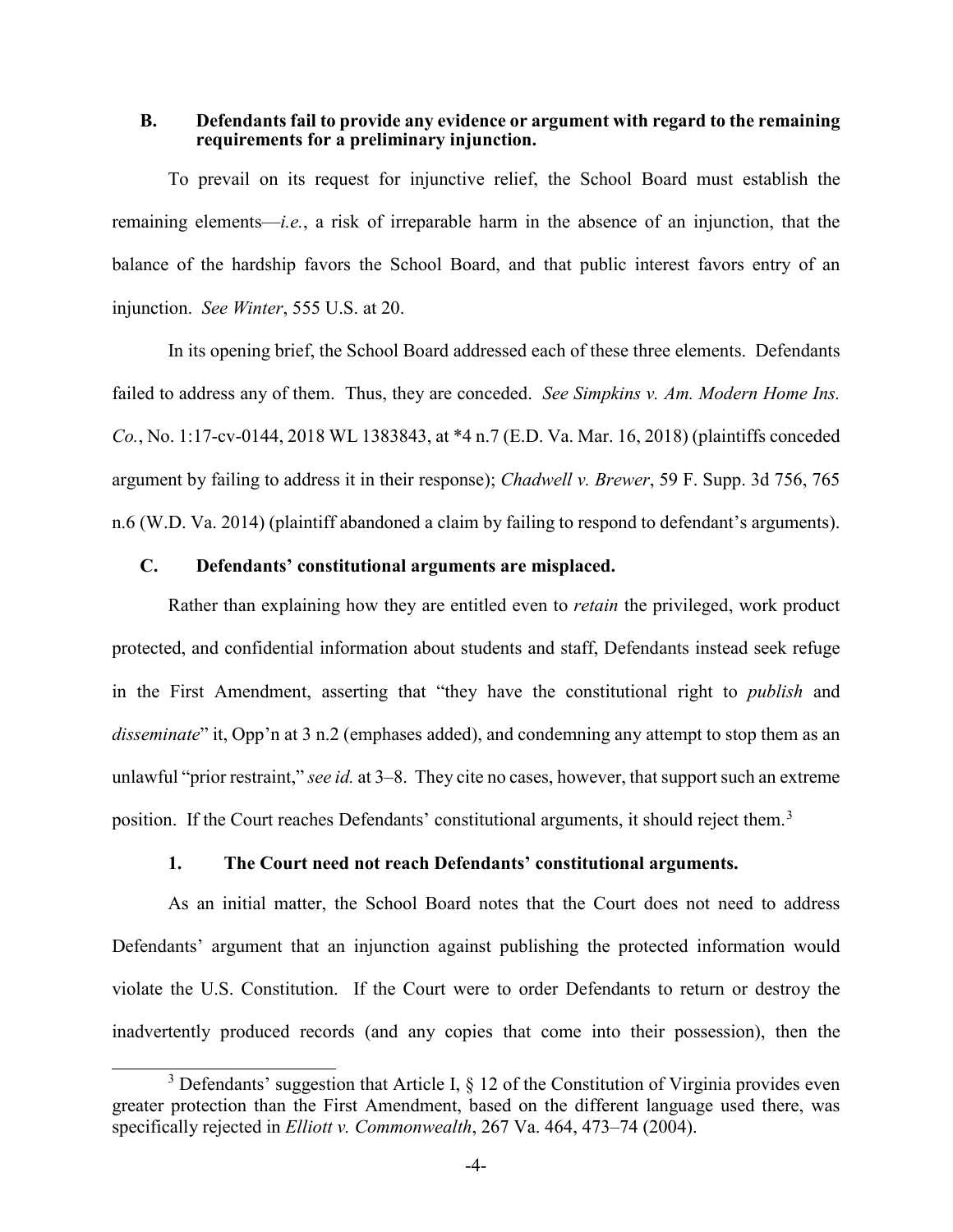### B. Defendants fail to provide any evidence or argument with regard to the remaining requirements for a preliminary injunction.

To prevail on its request for injunctive relief, the School Board must establish the remaining elements—*i.e.*, a risk of irreparable harm in the absence of an injunction, that the balance of the hardship favors the School Board, and that public interest favors entry of an injunction. *See Winter*, 555 U.S. at 20.

In its opening brief, the School Board addressed each of these three elements. Defendants failed to address any of them. Thus, they are conceded. *See Simpkins v. Am. Modern Home Ins. Co.*, No. 1:17-cv-0144, 2018 WL 1383843, at *4 n.7 (E.D. Va. Mar. 16, 2018) (plaintiffs conceded argument by failing to address it in their response); *Chadwell v. Brewer*, 59 F. Supp. 3d 756, 765 n.6 (W.D. Va. 2014) (plaintiff abandoned a claim by failing to respond to defendant's arguments).

### C. Defendants' constitutional arguments are misplaced.

Rather than explaining how they are entitled even to *retain* the privileged, work product protected, and confidential information about students and staff, Defendants instead seek refuge in the First Amendment, asserting that "they have the constitutional right to *publish* and *disseminate*" it, Opp'n at 3 n.2 (emphases added), and condemning any attempt to stop them as an unlawful "prior restraint," *see id.* at 3–8. They cite no cases, however, that support such an extreme position. If the Court reaches Defendants' constitutional arguments, it should reject them.[3]

#### 1. The Court need not reach Defendants' constitutional arguments.

As an initial matter, the School Board notes that the Court does not need to address Defendants' argument that an injunction against publishing the protected information would violate the U.S. Constitution. If the Court were to order Defendants to return or destroy the inadvertently produced records (and any copies that come into their possession), then the

[3] Defendants' suggestion that Article I, § 12 of the Constitution of Virginia provides even greater protection than the First Amendment, based on the different language used there, was specifically rejected in *Elliott v. Commonwealth*, 267 Va. 464, 473–74 (2004).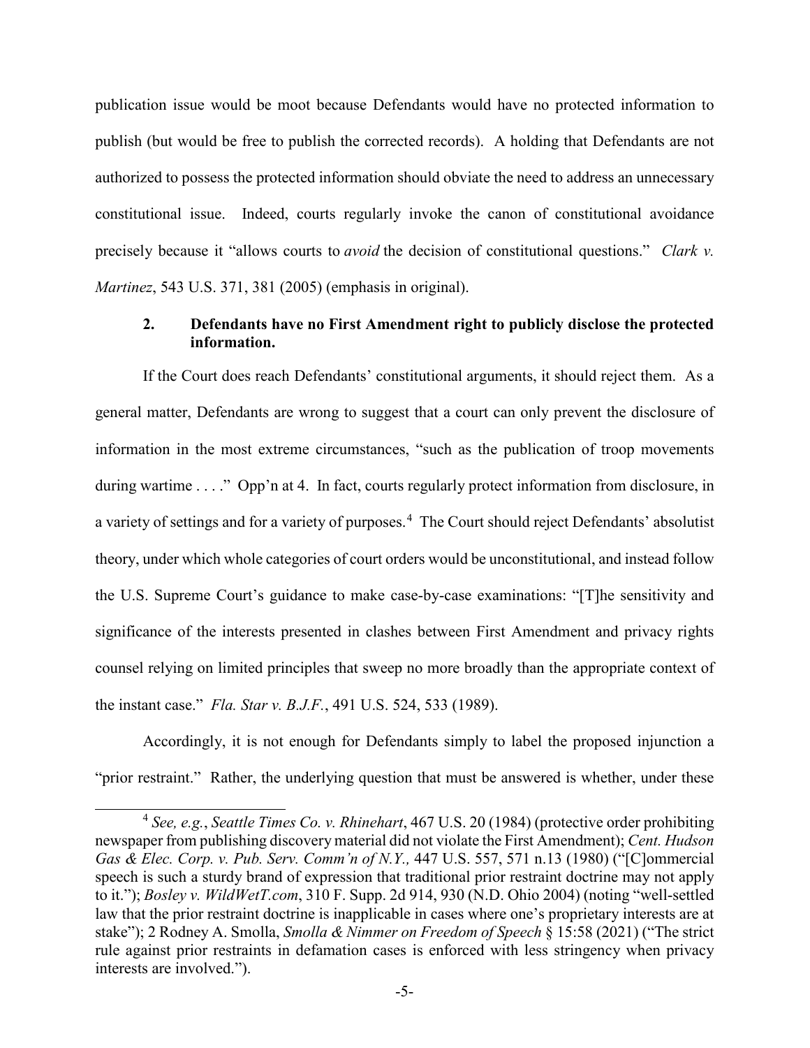publication issue would be moot because Defendants would have no protected information to publish (but would be free to publish the corrected records). A holding that Defendants are not authorized to possess the protected information should obviate the need to address an unnecessary constitutional issue. Indeed, courts regularly invoke the canon of constitutional avoidance precisely because it "allows courts to *avoid* the decision of constitutional questions." *Clark v. Martinez*, 543 U.S. 371, 381 (2005) (emphasis in original).

### 2. Defendants have no First Amendment right to publicly disclose the protected information.

If the Court does reach Defendants' constitutional arguments, it should reject them. As a general matter, Defendants are wrong to suggest that a court can only prevent the disclosure of information in the most extreme circumstances, "such as the publication of troop movements during wartime . . . ." Opp'n at 4. In fact, courts regularly protect information from disclosure, in a variety of settings and for a variety of purposes.[4] The Court should reject Defendants' absolutist theory, under which whole categories of court orders would be unconstitutional, and instead follow the U.S. Supreme Court's guidance to make case-by-case examinations: "[T]he sensitivity and significance of the interests presented in clashes between First Amendment and privacy rights counsel relying on limited principles that sweep no more broadly than the appropriate context of the instant case." *Fla. Star v. B.J.F.*, 491 U.S. 524, 533 (1989).

Accordingly, it is not enough for Defendants simply to label the proposed injunction a "prior restraint." Rather, the underlying question that must be answered is whether, under these

---

[4] *See, e.g.*, *Seattle Times Co. v. Rhinehart*, 467 U.S. 20 (1984) (protective order prohibiting newspaper from publishing discovery material did not violate the First Amendment); *Cent. Hudson Gas & Elec. Corp. v. Pub. Serv. Comm'n of N.Y.,* 447 U.S. 557, 571 n.13 (1980) ("[C]ommercial speech is such a sturdy brand of expression that traditional prior restraint doctrine may not apply to it."); *Bosley v. WildWetT.com*, 310 F. Supp. 2d 914, 930 (N.D. Ohio 2004) (noting "well-settled law that the prior restraint doctrine is inapplicable in cases where one's proprietary interests are at stake"); 2 Rodney A. Smolla, *Smolla & Nimmer on Freedom of Speech* § 15:58 (2021) ("The strict rule against prior restraints in defamation cases is enforced with less stringency when privacy interests are involved.").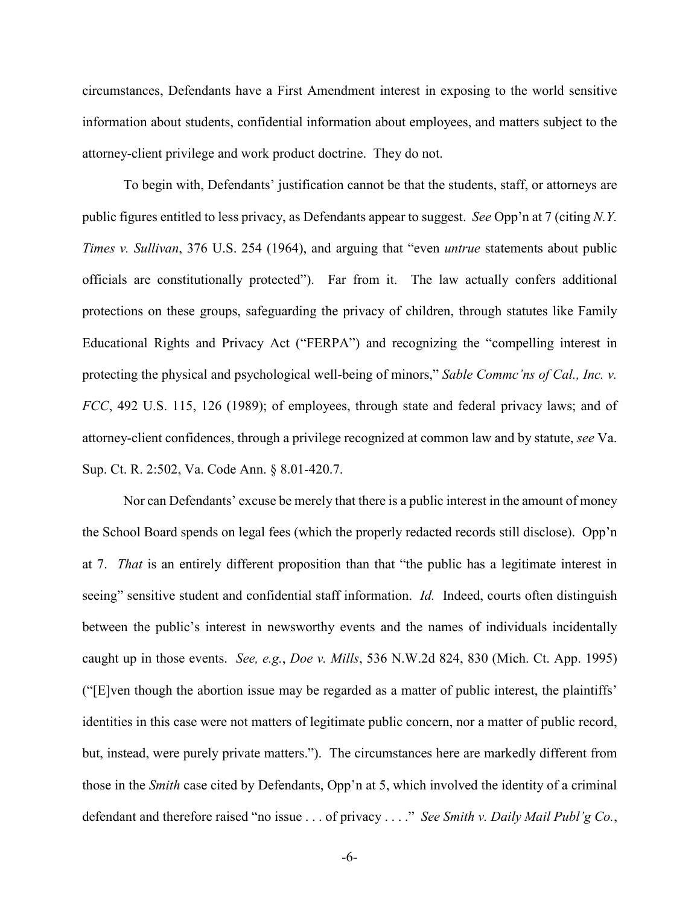circumstances, Defendants have a First Amendment interest in exposing to the world sensitive information about students, confidential information about employees, and matters subject to the attorney-client privilege and work product doctrine. They do not.

To begin with, Defendants' justification cannot be that the students, staff, or attorneys are public figures entitled to less privacy, as Defendants appear to suggest. *See* Opp'n at 7 (citing *N.Y. Times v. Sullivan*, 376 U.S. 254 (1964), and arguing that "even *untrue* statements about public officials are constitutionally protected"). Far from it. The law actually confers additional protections on these groups, safeguarding the privacy of children, through statutes like Family Educational Rights and Privacy Act ("FERPA") and recognizing the "compelling interest in protecting the physical and psychological well-being of minors," *Sable Commc'ns of Cal., Inc. v. FCC*, 492 U.S. 115, 126 (1989); of employees, through state and federal privacy laws; and of attorney-client confidences, through a privilege recognized at common law and by statute, *see* Va. Sup. Ct. R. 2:502, Va. Code Ann. § 8.01-420.7.

Nor can Defendants' excuse be merely that there is a public interest in the amount of money the School Board spends on legal fees (which the properly redacted records still disclose). Opp'n at 7. *That* is an entirely different proposition than that "the public has a legitimate interest in seeing" sensitive student and confidential staff information. *Id.* Indeed, courts often distinguish between the public's interest in newsworthy events and the names of individuals incidentally caught up in those events. *See, e.g.*, *Doe v. Mills*, 536 N.W.2d 824, 830 (Mich. Ct. App. 1995) ("[E]ven though the abortion issue may be regarded as a matter of public interest, the plaintiffs' identities in this case were not matters of legitimate public concern, nor a matter of public record, but, instead, were purely private matters."). The circumstances here are markedly different from those in the *Smith* case cited by Defendants, Opp'n at 5, which involved the identity of a criminal defendant and therefore raised "no issue . . . of privacy . . . ." *See Smith v. Daily Mail Publ'g Co.*,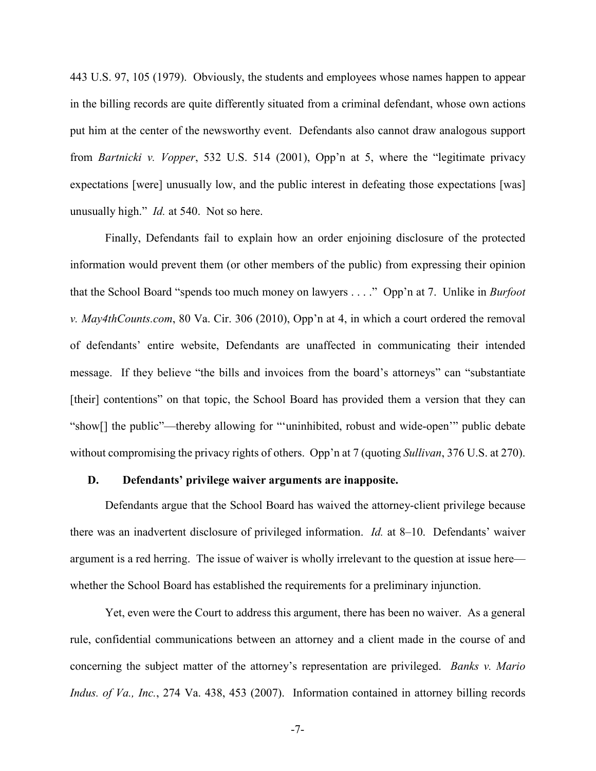443 U.S. 97, 105 (1979). Obviously, the students and employees whose names happen to appear in the billing records are quite differently situated from a criminal defendant, whose own actions put him at the center of the newsworthy event. Defendants also cannot draw analogous support from *Bartnicki v. Vopper*, 532 U.S. 514 (2001), Opp'n at 5, where the "legitimate privacy expectations [were] unusually low, and the public interest in defeating those expectations [was] unusually high." *Id.* at 540. Not so here.

Finally, Defendants fail to explain how an order enjoining disclosure of the protected information would prevent them (or other members of the public) from expressing their opinion that the School Board "spends too much money on lawyers . . . ." Opp'n at 7. Unlike in *Burfoot v. May4thCounts.com*, 80 Va. Cir. 306 (2010), Opp'n at 4, in which a court ordered the removal of defendants' entire website, Defendants are unaffected in communicating their intended message. If they believe "the bills and invoices from the board's attorneys" can "substantiate [their] contentions" on that topic, the School Board has provided them a version that they can "show[] the public"—thereby allowing for "'uninhibited, robust and wide-open'" public debate without compromising the privacy rights of others. Opp'n at 7 (quoting *Sullivan*, 376 U.S. at 270).

### D. Defendants' privilege waiver arguments are inapposite.

Defendants argue that the School Board has waived the attorney-client privilege because there was an inadvertent disclosure of privileged information. *Id.* at 8–10. Defendants' waiver argument is a red herring. The issue of waiver is wholly irrelevant to the question at issue here—whether the School Board has established the requirements for a preliminary injunction.

Yet, even were the Court to address this argument, there has been no waiver. As a general rule, confidential communications between an attorney and a client made in the course of and concerning the subject matter of the attorney's representation are privileged. *Banks v. Mario Indus. of Va., Inc.*, 274 Va. 438, 453 (2007). Information contained in attorney billing records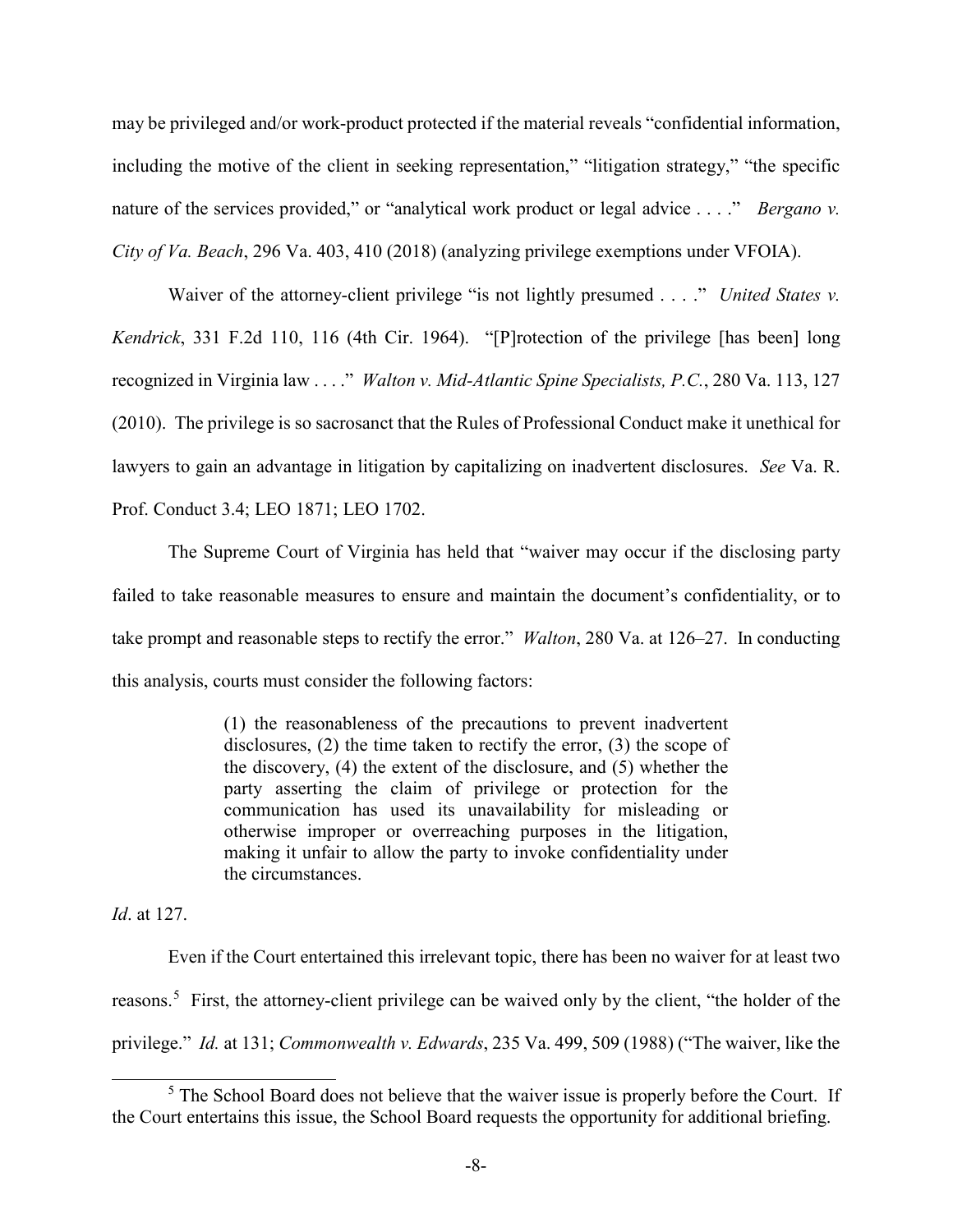may be privileged and/or work-product protected if the material reveals "confidential information, including the motive of the client in seeking representation," "litigation strategy," "the specific nature of the services provided," or "analytical work product or legal advice . . . ." *Bergano v. City of Va. Beach*, 296 Va. 403, 410 (2018) (analyzing privilege exemptions under VFOIA).

Waiver of the attorney-client privilege "is not lightly presumed . . . ." *United States v. Kendrick*, 331 F.2d 110, 116 (4th Cir. 1964). "[P]rotection of the privilege [has been] long recognized in Virginia law . . . ." *Walton v. Mid-Atlantic Spine Specialists, P.C.*, 280 Va. 113, 127 (2010). The privilege is so sacrosanct that the Rules of Professional Conduct make it unethical for lawyers to gain an advantage in litigation by capitalizing on inadvertent disclosures. *See* Va. R. Prof. Conduct 3.4; LEO 1871; LEO 1702.

The Supreme Court of Virginia has held that "waiver may occur if the disclosing party failed to take reasonable measures to ensure and maintain the document's confidentiality, or to take prompt and reasonable steps to rectify the error." *Walton*, 280 Va. at 126–27. In conducting this analysis, courts must consider the following factors:

> (1) the reasonableness of the precautions to prevent inadvertent disclosures, (2) the time taken to rectify the error, (3) the scope of the discovery, (4) the extent of the disclosure, and (5) whether the party asserting the claim of privilege or protection for the communication has used its unavailability for misleading or otherwise improper or overreaching purposes in the litigation, making it unfair to allow the party to invoke confidentiality under the circumstances.

*Id*. at 127.

Even if the Court entertained this irrelevant topic, there has been no waiver for at least two reasons.[5] First, the attorney-client privilege can be waived only by the client, "the holder of the privilege." *Id.* at 131; *Commonwealth v. Edwards*, 235 Va. 499, 509 (1988) ("The waiver, like the

[5] The School Board does not believe that the waiver issue is properly before the Court. If the Court entertains this issue, the School Board requests the opportunity for additional briefing.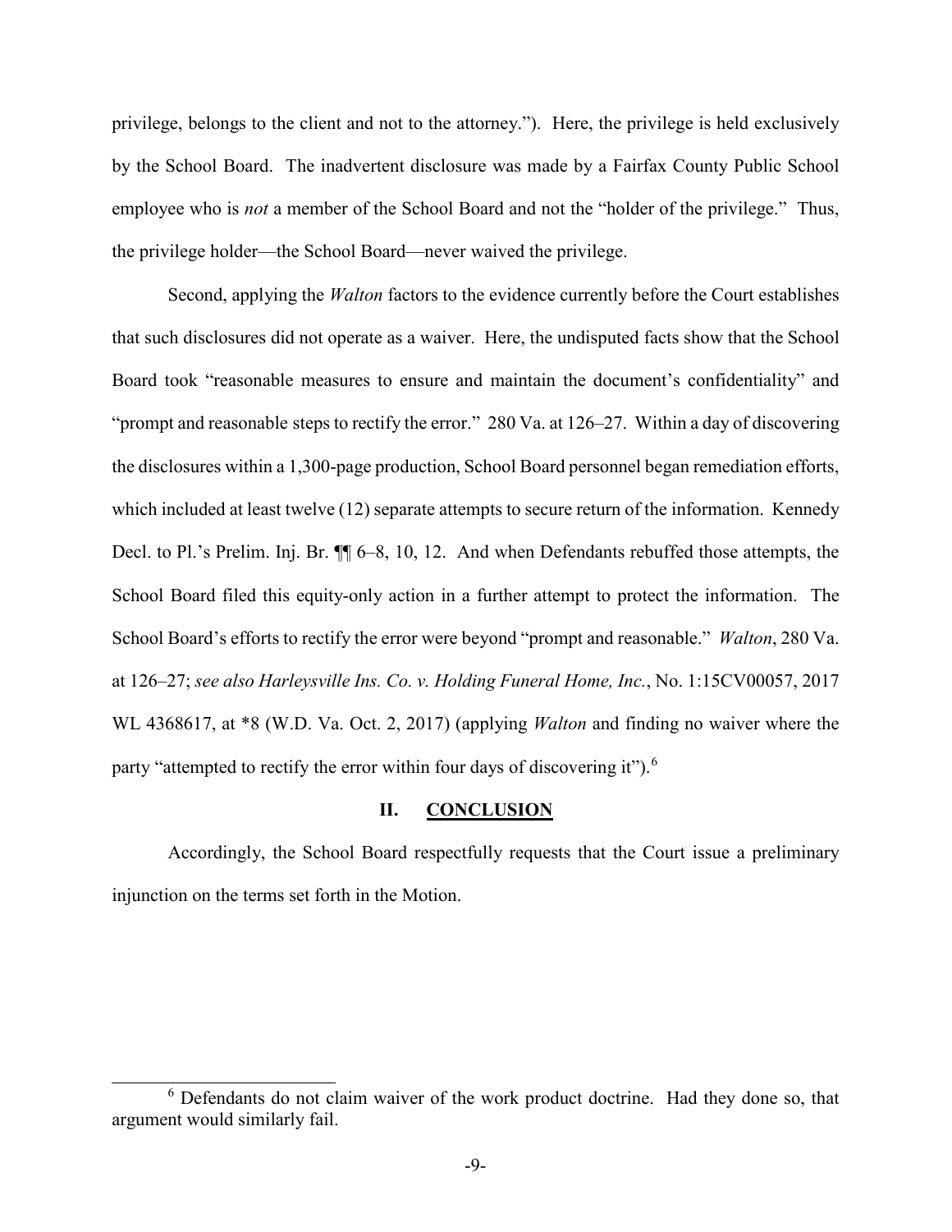privilege, belongs to the client and not to the attorney."). Here, the privilege is held exclusively by the School Board. The inadvertent disclosure was made by a Fairfax County Public School employee who is *not* a member of the School Board and not the "holder of the privilege." Thus, the privilege holder—the School Board—never waived the privilege.

Second, applying the *Walton* factors to the evidence currently before the Court establishes that such disclosures did not operate as a waiver. Here, the undisputed facts show that the School Board took "reasonable measures to ensure and maintain the document's confidentiality" and "prompt and reasonable steps to rectify the error." 280 Va. at 126–27. Within a day of discovering the disclosures within a 1,300-page production, School Board personnel began remediation efforts, which included at least twelve (12) separate attempts to secure return of the information. Kennedy Decl. to Pl.'s Prelim. Inj. Br. ¶¶ 6–8, 10, 12. And when Defendants rebuffed those attempts, the School Board filed this equity-only action in a further attempt to protect the information. The School Board's efforts to rectify the error were beyond "prompt and reasonable." *Walton*, 280 Va. at 126–27; *see also Harleysville Ins. Co. v. Holding Funeral Home, Inc.*, No. 1:15CV00057, 2017 WL 4368617, at *8 (W.D. Va. Oct. 2, 2017) (applying *Walton* and finding no waiver where the party "attempted to rectify the error within four days of discovering it").[6]

## II. <u>CONCLUSION</u>

Accordingly, the School Board respectfully requests that the Court issue a preliminary injunction on the terms set forth in the Motion.

---

[6] Defendants do not claim waiver of the work product doctrine. Had they done so, that argument would similarly fail.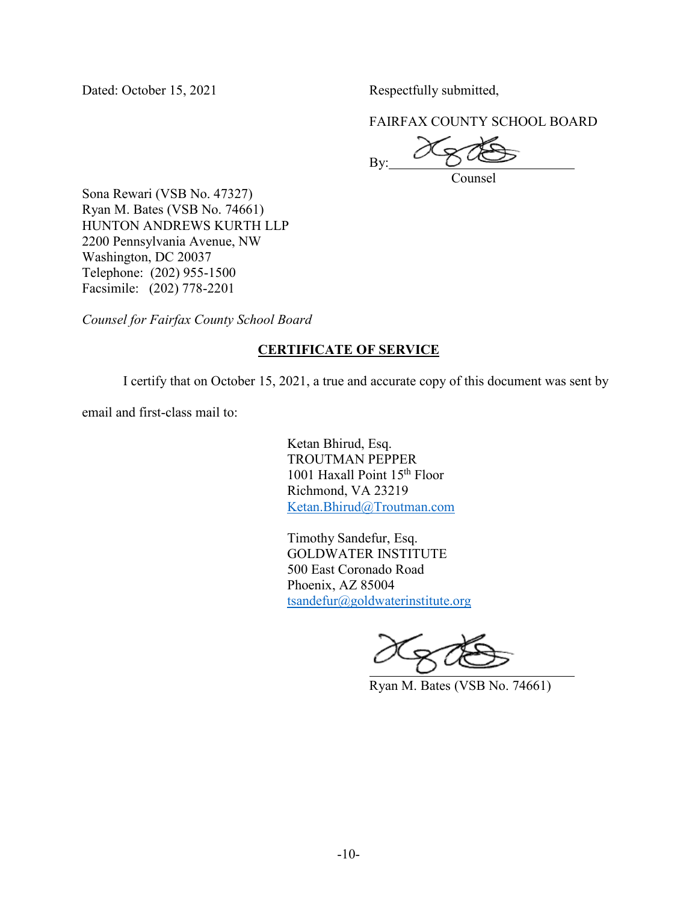Dated: October 15, 2021

Respectfully submitted,

FAIRFAX COUNTY SCHOOL BOARD

By: ______________________________
Counsel

Sona Rewari (VSB No. 47327)
Ryan M. Bates (VSB No. 74661)
HUNTON ANDREWS KURTH LLP
2200 Pennsylvania Avenue, NW
Washington, DC 20037
Telephone: (202) 955-1500
Facsimile: (202) 778-2201

*Counsel for Fairfax County School Board*

## CERTIFICATE OF SERVICE

I certify that on October 15, 2021, a true and accurate copy of this document was sent by email and first-class mail to:

Ketan Bhirud, Esq.
TROUTMAN PEPPER
1001 Haxall Point 15th Floor
Richmond, VA 23219
Ketan.Bhirud@Troutman.com

Timothy Sandefur, Esq.
GOLDWATER INSTITUTE
500 East Coronado Road
Phoenix, AZ 85004
tsandefur@goldwaterinstitute.org

______________________________
Ryan M. Bates (VSB No. 74661)